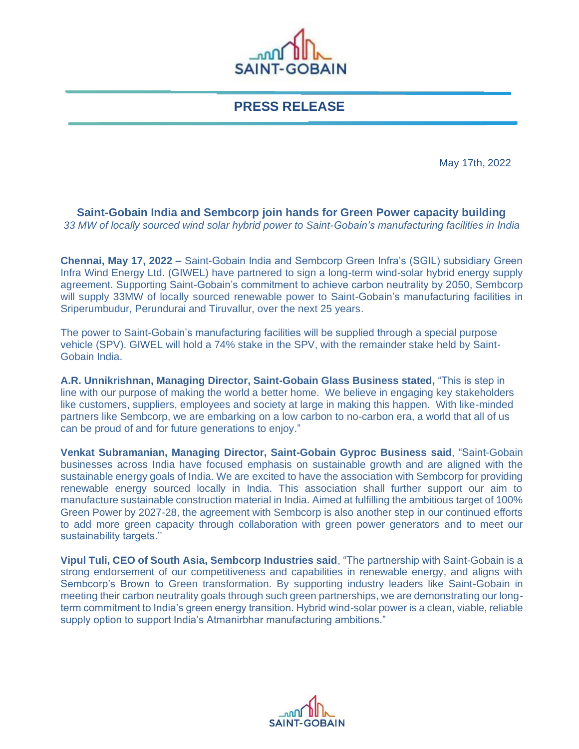# PRESS RELEASE

May 17th, 2022

## Saint-Gobain India and Sembcorp join hands for Green Power capacity building

*33 MW of locally sourced wind solar hybrid power to Saint-Gobain's manufacturing facilities in India*

**Chennai, May 17, 2022 –** Saint-Gobain India and Sembcorp Green Infra's (SGIL) subsidiary Green Infra Wind Energy Ltd. (GIWEL) have partnered to sign a long-term wind-solar hybrid energy supply agreement. Supporting Saint-Gobain's commitment to achieve carbon neutrality by 2050, Sembcorp will supply 33MW of locally sourced renewable power to Saint-Gobain's manufacturing facilities in Sriperumbudur, Perundurai and Tiruvallur, over the next 25 years.

The power to Saint-Gobain's manufacturing facilities will be supplied through a special purpose vehicle (SPV). GIWEL will hold a 74% stake in the SPV, with the remainder stake held by Saint-Gobain India.

**A.R. Unnikrishnan, Managing Director, Saint-Gobain Glass Business stated,** "This is step in line with our purpose of making the world a better home. We believe in engaging key stakeholders like customers, suppliers, employees and society at large in making this happen. With like-minded partners like Sembcorp, we are embarking on a low carbon to no-carbon era, a world that all of us can be proud of and for future generations to enjoy."

**Venkat Subramanian, Managing Director, Saint-Gobain Gyproc Business said**, "Saint-Gobain businesses across India have focused emphasis on sustainable growth and are aligned with the sustainable energy goals of India. We are excited to have the association with Sembcorp for providing renewable energy sourced locally in India. This association shall further support our aim to manufacture sustainable construction material in India. Aimed at fulfilling the ambitious target of 100% Green Power by 2027-28, the agreement with Sembcorp is also another step in our continued efforts to add more green capacity through collaboration with green power generators and to meet our sustainability targets.''

**Vipul Tuli, CEO of South Asia, Sembcorp Industries said**, "The partnership with Saint-Gobain is a strong endorsement of our competitiveness and capabilities in renewable energy, and aligns with Sembcorp's Brown to Green transformation. By supporting industry leaders like Saint-Gobain in meeting their carbon neutrality goals through such green partnerships, we are demonstrating our long-term commitment to India's green energy transition. Hybrid wind-solar power is a clean, viable, reliable supply option to support India's Atmanirbhar manufacturing ambitions."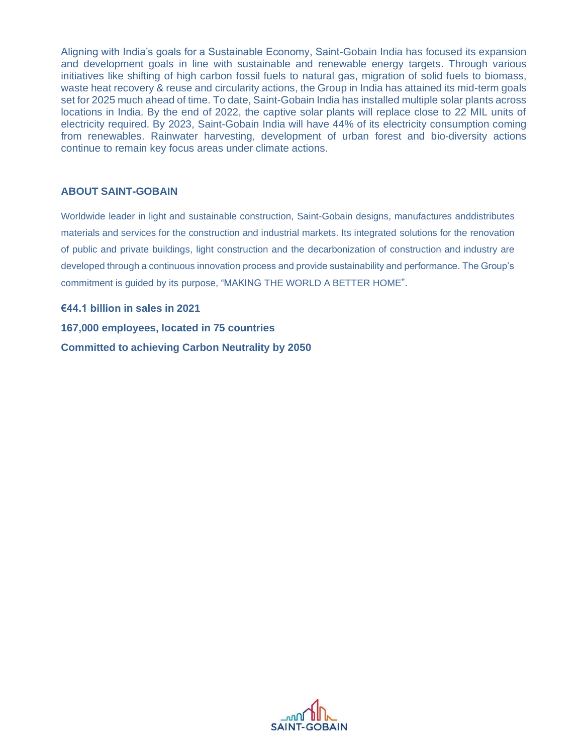Aligning with India's goals for a Sustainable Economy, Saint-Gobain India has focused its expansion and development goals in line with sustainable and renewable energy targets. Through various initiatives like shifting of high carbon fossil fuels to natural gas, migration of solid fuels to biomass, waste heat recovery & reuse and circularity actions, the Group in India has attained its mid-term goals set for 2025 much ahead of time. To date, Saint-Gobain India has installed multiple solar plants across locations in India. By the end of 2022, the captive solar plants will replace close to 22 MIL units of electricity required. By 2023, Saint-Gobain India will have 44% of its electricity consumption coming from renewables. Rainwater harvesting, development of urban forest and bio-diversity actions continue to remain key focus areas under climate actions.

## ABOUT SAINT-GOBAIN

Worldwide leader in light and sustainable construction, Saint-Gobain designs, manufactures anddistributes materials and services for the construction and industrial markets. Its integrated solutions for the renovation of public and private buildings, light construction and the decarbonization of construction and industry are developed through a continuous innovation process and provide sustainability and performance. The Group's commitment is guided by its purpose, "MAKING THE WORLD A BETTER HOME".

**€44.1 billion in sales in 2021**

**167,000 employees, located in 75 countries**

**Committed to achieving Carbon Neutrality by 2050**